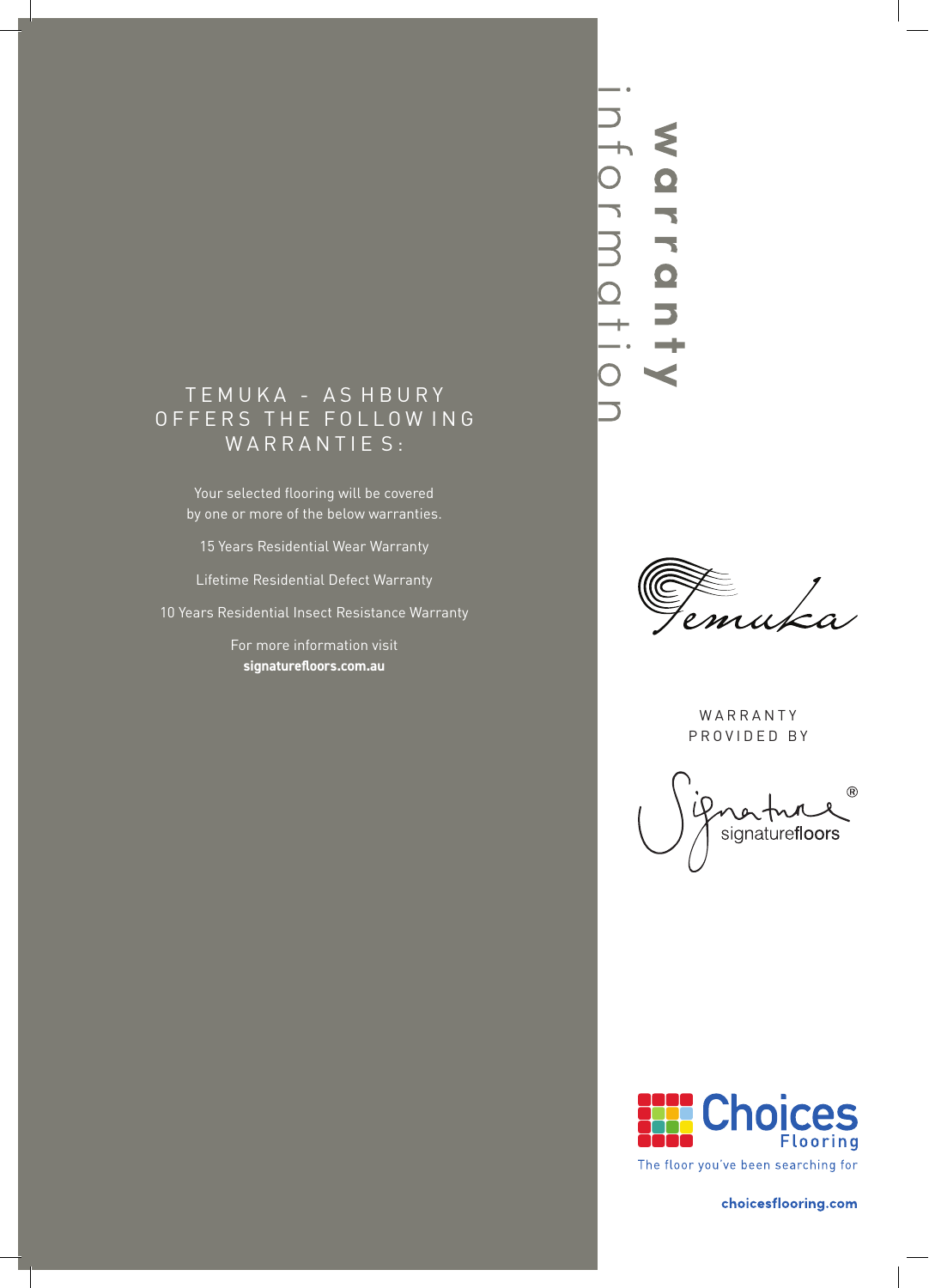# warranty information

## TEMUKA - ASHBURY OFFERS THE FOLLOWING WARRANTIES:

Your selected flooring will be covered by one or more of the below warranties.

15 Years Residential Wear Warranty

Lifetime Residential Defect Warranty

10 Years Residential Insect Resistance Warranty

For more information visit
**signaturefloors.com.au**

Temuka

WARRANTY PROVIDED BY

signaturefloors®

Choices Flooring

The floor you've been searching for

**choicesflooring.com**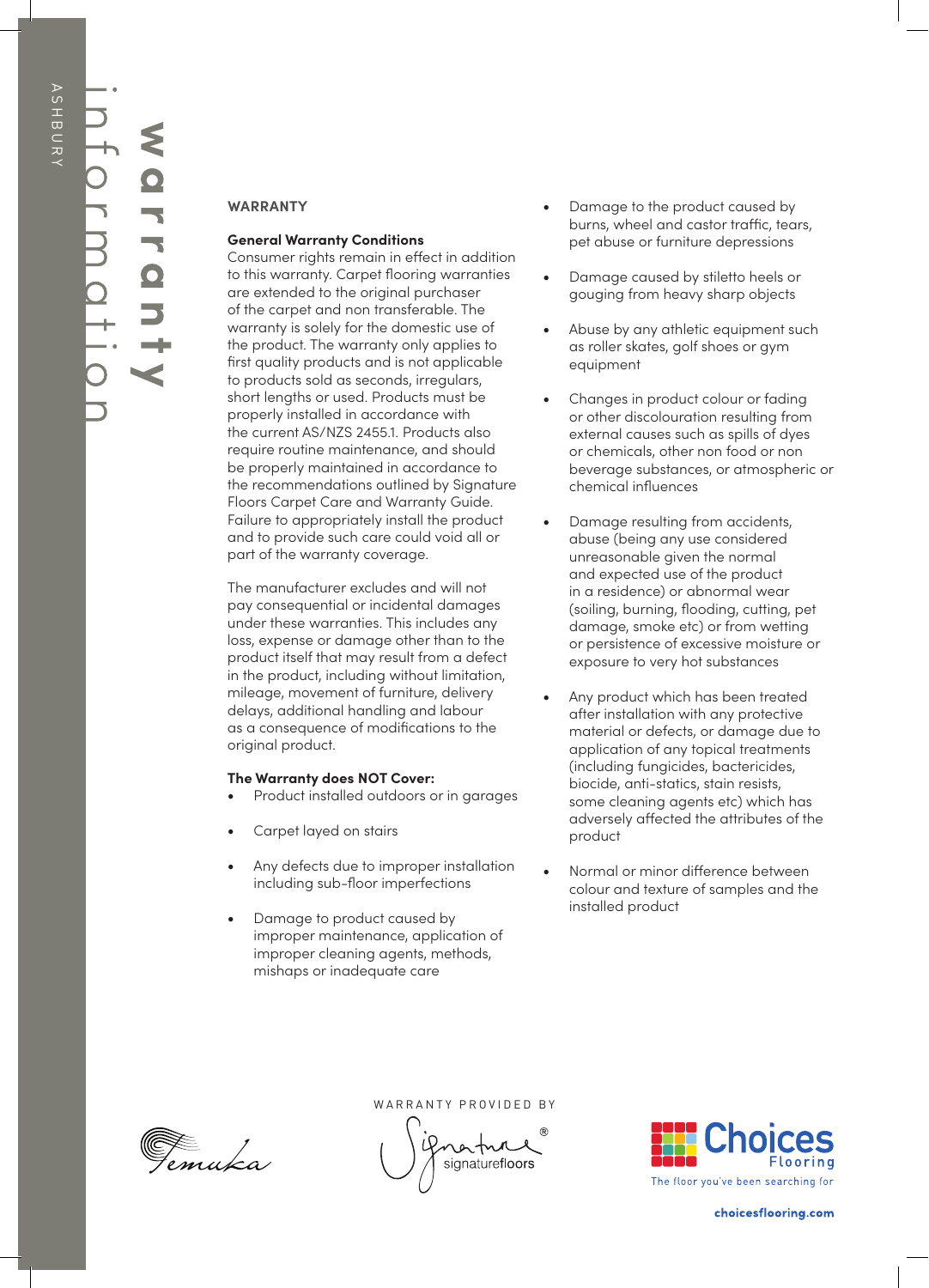# warranty information

## WARRANTY

**General Warranty Conditions**

Consumer rights remain in effect in addition to this warranty. Carpet flooring warranties are extended to the original purchaser of the carpet and non transferable. The warranty is solely for the domestic use of the product. The warranty only applies to first quality products and is not applicable to products sold as seconds, irregulars, short lengths or used. Products must be properly installed in accordance with the current AS/NZS 2455.1. Products also require routine maintenance, and should be properly maintained in accordance to the recommendations outlined by Signature Floors Carpet Care and Warranty Guide. Failure to appropriately install the product and to provide such care could void all or part of the warranty coverage.

The manufacturer excludes and will not pay consequential or incidental damages under these warranties. This includes any loss, expense or damage other than to the product itself that may result from a defect in the product, including without limitation, mileage, movement of furniture, delivery delays, additional handling and labour as a consequence of modifications to the original product.

**The Warranty does NOT Cover:**

- Product installed outdoors or in garages
- Carpet layed on stairs
- Any defects due to improper installation including sub-floor imperfections
- Damage to product caused by improper maintenance, application of improper cleaning agents, methods, mishaps or inadequate care
- Damage to the product caused by burns, wheel and castor traffic, tears, pet abuse or furniture depressions
- Damage caused by stiletto heels or gouging from heavy sharp objects
- Abuse by any athletic equipment such as roller skates, golf shoes or gym equipment
- Changes in product colour or fading or other discolouration resulting from external causes such as spills of dyes or chemicals, other non food or non beverage substances, or atmospheric or chemical influences
- Damage resulting from accidents, abuse (being any use considered unreasonable given the normal and expected use of the product in a residence) or abnormal wear (soiling, burning, flooding, cutting, pet damage, smoke etc) or from wetting or persistence of excessive moisture or exposure to very hot substances
- Any product which has been treated after installation with any protective material or defects, or damage due to application of any topical treatments (including fungicides, bactericides, biocide, anti-statics, stain resists, some cleaning agents etc) which has adversely affected the attributes of the product
- Normal or minor difference between colour and texture of samples and the installed product

WARRANTY PROVIDED BY

signaturefloors

Choices Flooring — The floor you've been searching for

choicesflooring.com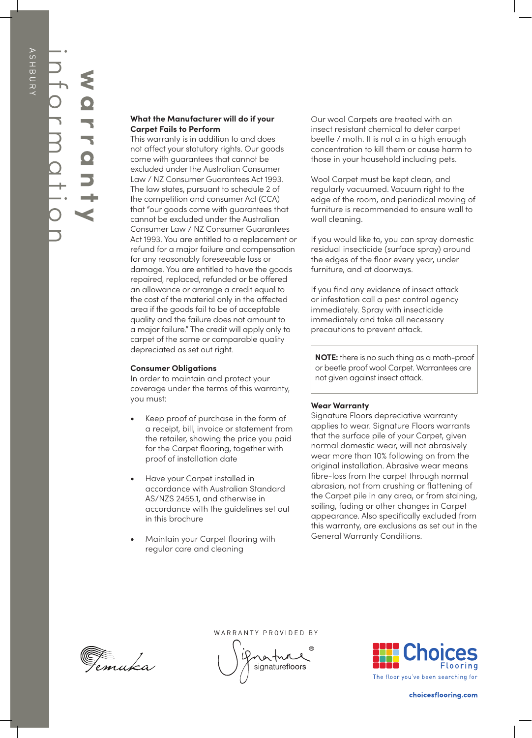# warranty information

### What the Manufacturer will do if your Carpet Fails to Perform

This warranty is in addition to and does not affect your statutory rights. Our goods come with guarantees that cannot be excluded under the Australian Consumer Law / NZ Consumer Guarantees Act 1993. The law states, pursuant to schedule 2 of the competition and consumer Act (CCA) that "our goods come with guarantees that cannot be excluded under the Australian Consumer Law / NZ Consumer Guarantees Act 1993. You are entitled to a replacement or refund for a major failure and compensation for any reasonably foreseeable loss or damage. You are entitled to have the goods repaired, replaced, refunded or be offered an allowance or arrange a credit equal to the cost of the material only in the affected area if the goods fail to be of acceptable quality and the failure does not amount to a major failure." The credit will apply only to carpet of the same or comparable quality depreciated as set out right.

### Consumer Obligations

In order to maintain and protect your coverage under the terms of this warranty, you must:

- Keep proof of purchase in the form of a receipt, bill, invoice or statement from the retailer, showing the price you paid for the Carpet flooring, together with proof of installation date
- Have your Carpet installed in accordance with Australian Standard AS/NZS 2455.1, and otherwise in accordance with the guidelines set out in this brochure
- Maintain your Carpet flooring with regular care and cleaning

Our wool Carpets are treated with an insect resistant chemical to deter carpet beetle / moth. It is not a in a high enough concentration to kill them or cause harm to those in your household including pets.

Wool Carpet must be kept clean, and regularly vacuumed. Vacuum right to the edge of the room, and periodical moving of furniture is recommended to ensure wall to wall cleaning.

If you would like to, you can spray domestic residual insecticide (surface spray) around the edges of the floor every year, under furniture, and at doorways.

If you find any evidence of insect attack or infestation call a pest control agency immediately. Spray with insecticide immediately and take all necessary precautions to prevent attack.

**NOTE:** there is no such thing as a moth-proof or beetle proof wool Carpet. Warrantees are not given against insect attack.

### Wear Warranty

Signature Floors depreciative warranty applies to wear. Signature Floors warrants that the surface pile of your Carpet, given normal domestic wear, will not abrasively wear more than 10% following on from the original installation. Abrasive wear means fibre-loss from the carpet through normal abrasion, not from crushing or flattening of the Carpet pile in any area, or from staining, soiling, fading or other changes in Carpet appearance. Also specifically excluded from this warranty, are exclusions as set out in the General Warranty Conditions.

Temuka

WARRANTY PROVIDED BY

Signature® signaturefloors

Choices Flooring
The floor you've been searching for

choicesflooring.com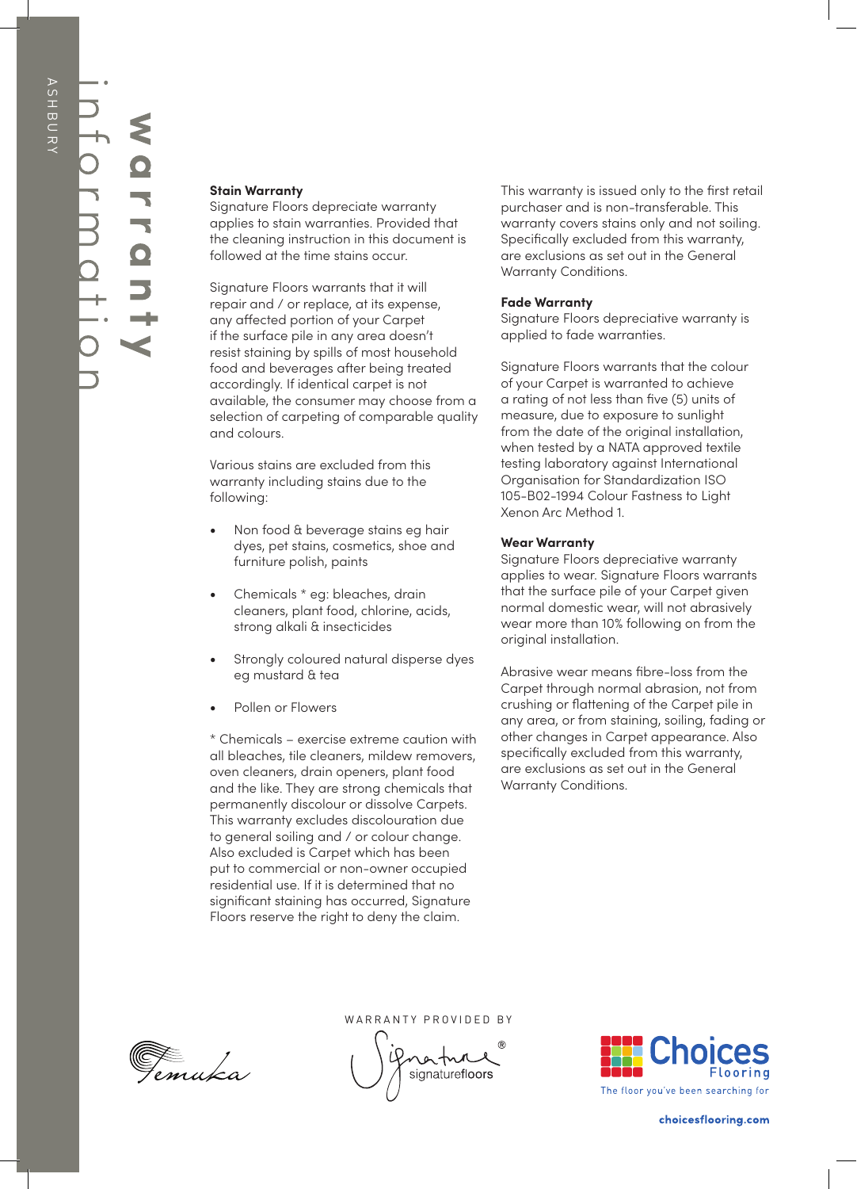# warranty information

### Stain Warranty

Signature Floors depreciate warranty applies to stain warranties. Provided that the cleaning instruction in this document is followed at the time stains occur.

Signature Floors warrants that it will repair and / or replace, at its expense, any affected portion of your Carpet if the surface pile in any area doesn't resist staining by spills of most household food and beverages after being treated accordingly. If identical carpet is not available, the consumer may choose from a selection of carpeting of comparable quality and colours.

Various stains are excluded from this warranty including stains due to the following:

- Non food & beverage stains eg hair dyes, pet stains, cosmetics, shoe and furniture polish, paints
- Chemicals * eg: bleaches, drain cleaners, plant food, chlorine, acids, strong alkali & insecticides
- Strongly coloured natural disperse dyes eg mustard & tea
- Pollen or Flowers

* Chemicals – exercise extreme caution with all bleaches, tile cleaners, mildew removers, oven cleaners, drain openers, plant food and the like. They are strong chemicals that permanently discolour or dissolve Carpets. This warranty excludes discolouration due to general soiling and / or colour change. Also excluded is Carpet which has been put to commercial or non-owner occupied residential use. If it is determined that no significant staining has occurred, Signature Floors reserve the right to deny the claim.

This warranty is issued only to the first retail purchaser and is non-transferable. This warranty covers stains only and not soiling. Specifically excluded from this warranty, are exclusions as set out in the General Warranty Conditions.

### Fade Warranty

Signature Floors depreciative warranty is applied to fade warranties.

Signature Floors warrants that the colour of your Carpet is warranted to achieve a rating of not less than five (5) units of measure, due to exposure to sunlight from the date of the original installation, when tested by a NATA approved textile testing laboratory against International Organisation for Standardization ISO 105-B02-1994 Colour Fastness to Light Xenon Arc Method 1.

### Wear Warranty

Signature Floors depreciative warranty applies to wear. Signature Floors warrants that the surface pile of your Carpet given normal domestic wear, will not abrasively wear more than 10% following on from the original installation.

Abrasive wear means fibre-loss from the Carpet through normal abrasion, not from crushing or flattening of the Carpet pile in any area, or from staining, soiling, fading or other changes in Carpet appearance. Also specifically excluded from this warranty, are exclusions as set out in the General Warranty Conditions.

WARRANTY PROVIDED BY

signaturefloors®

Choices Flooring — The floor you've been searching for

choicesflooring.com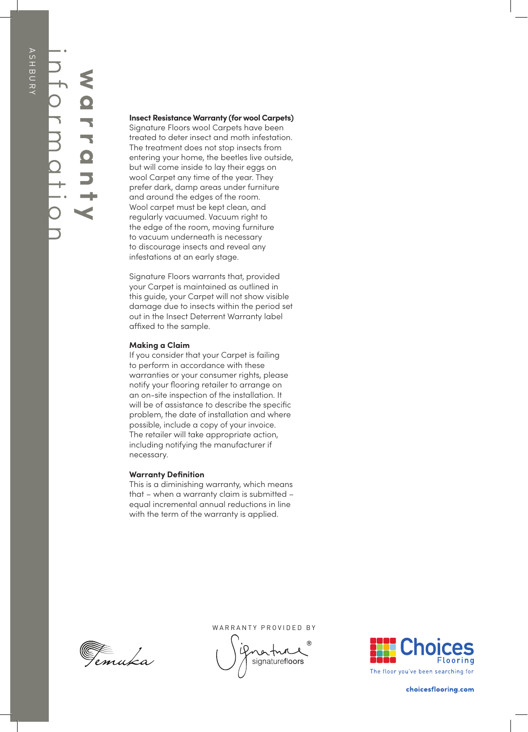# warranty information

### Insect Resistance Warranty (for wool Carpets)

Signature Floors wool Carpets have been treated to deter insect and moth infestation. The treatment does not stop insects from entering your home, the beetles live outside, but will come inside to lay their eggs on wool Carpet any time of the year. They prefer dark, damp areas under furniture and around the edges of the room. Wool carpet must be kept clean, and regularly vacuumed. Vacuum right to the edge of the room, moving furniture to vacuum underneath is necessary to discourage insects and reveal any infestations at an early stage.

Signature Floors warrants that, provided your Carpet is maintained as outlined in this guide, your Carpet will not show visible damage due to insects within the period set out in the Insect Deterrent Warranty label affixed to the sample.

### Making a Claim

If you consider that your Carpet is failing to perform in accordance with these warranties or your consumer rights, please notify your flooring retailer to arrange on an on-site inspection of the installation. It will be of assistance to describe the specific problem, the date of installation and where possible, include a copy of your invoice. The retailer will take appropriate action, including notifying the manufacturer if necessary.

### Warranty Definition

This is a diminishing warranty, which means that – when a warranty claim is submitted – equal incremental annual reductions in line with the term of the warranty is applied.

Temuka

WARRANTY PROVIDED BY

signaturefloors

Choices Flooring
The floor you've been searching for

choicesflooring.com